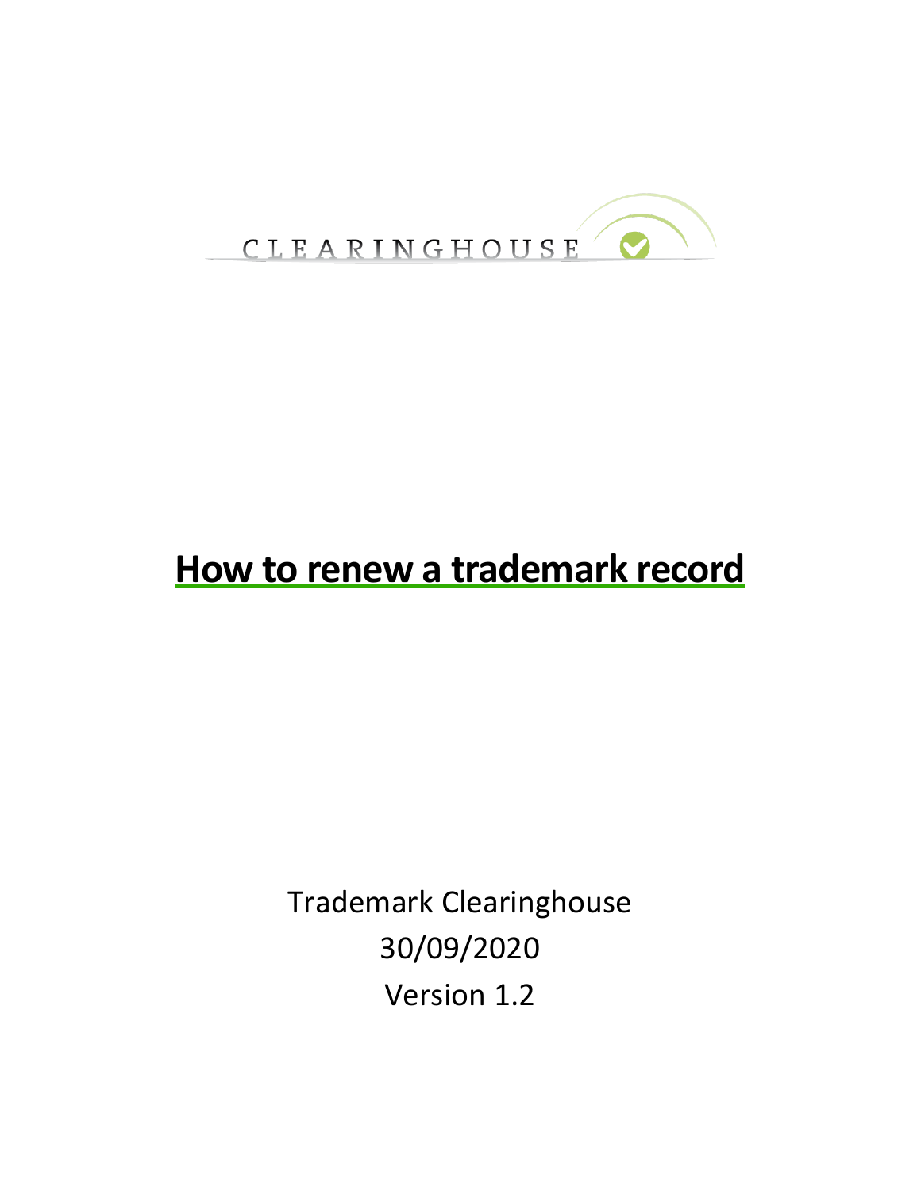CLEARINGHOUSE

# How to renew a trademark record

Trademark Clearinghouse

30/09/2020

Version 1.2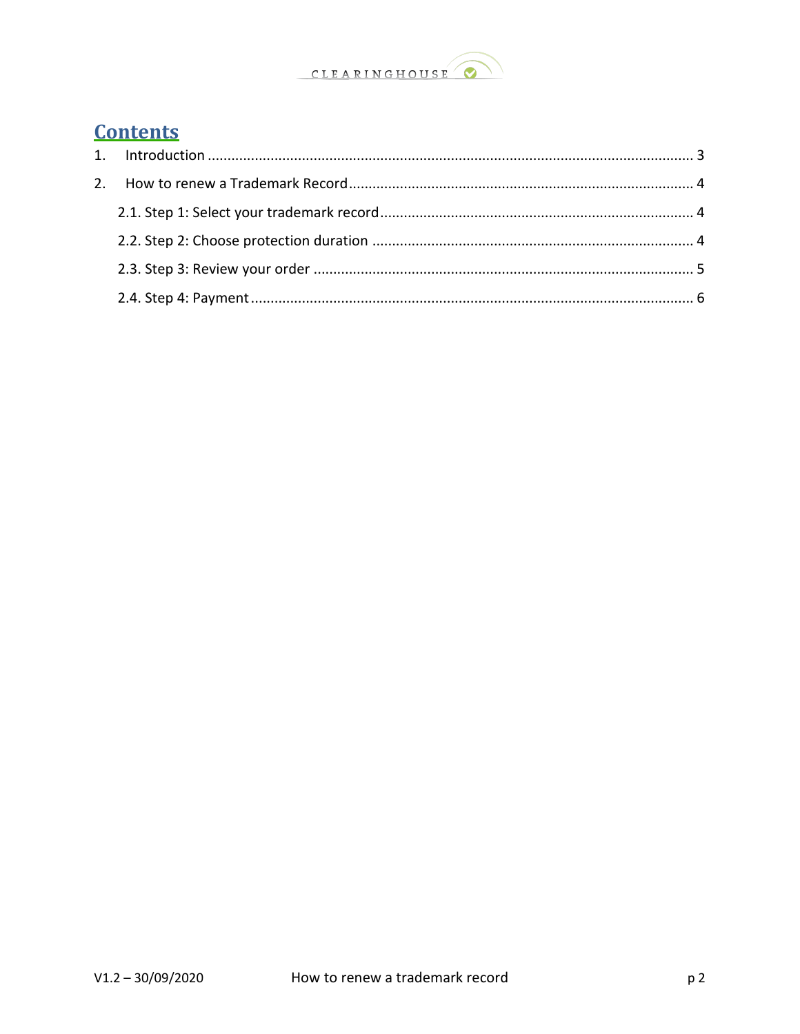# Contents

1. Introduction ........................................................................................................................ 3
2. How to renew a Trademark Record ...................................................................................... 4
   2.1. Step 1: Select your trademark record ............................................................................... 4
   2.2. Step 2: Choose protection duration ................................................................................. 4
   2.3. Step 3: Review your order ................................................................................................ 5
   2.4. Step 4: Payment ............................................................................................................... 6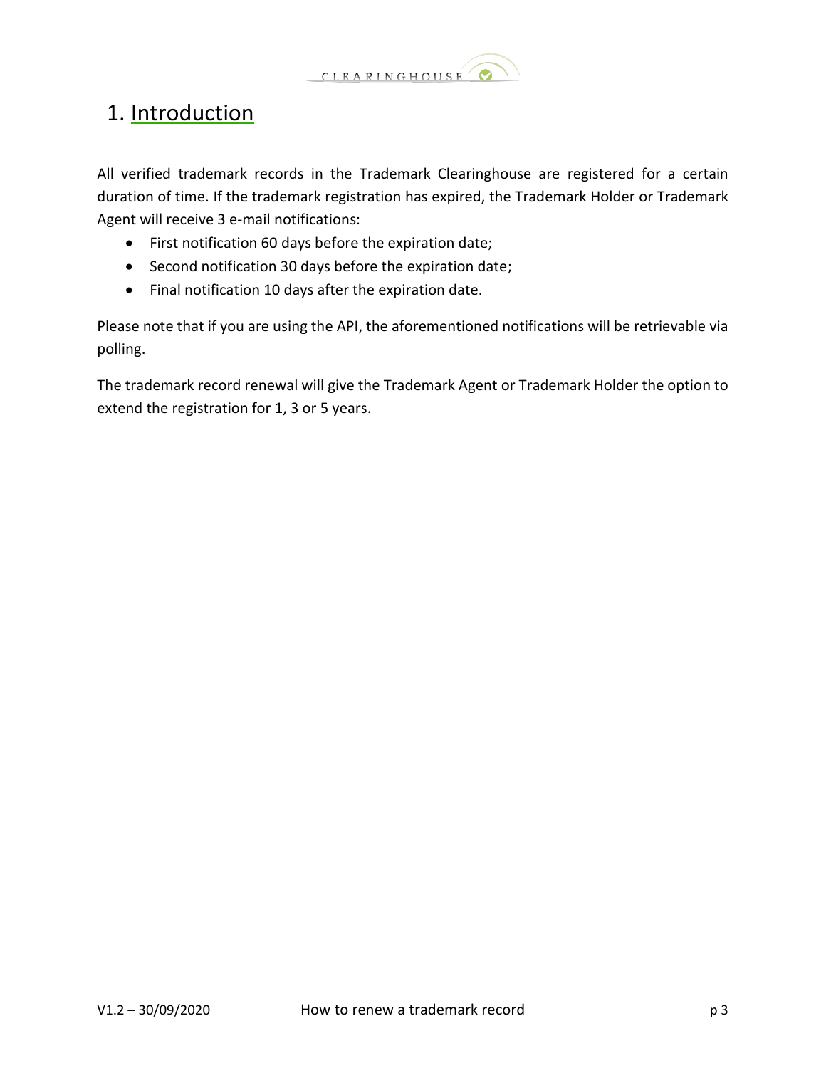# 1. Introduction

All verified trademark records in the Trademark Clearinghouse are registered for a certain duration of time. If the trademark registration has expired, the Trademark Holder or Trademark Agent will receive 3 e-mail notifications:

- First notification 60 days before the expiration date;
- Second notification 30 days before the expiration date;
- Final notification 10 days after the expiration date.

Please note that if you are using the API, the aforementioned notifications will be retrievable via polling.

The trademark record renewal will give the Trademark Agent or Trademark Holder the option to extend the registration for 1, 3 or 5 years.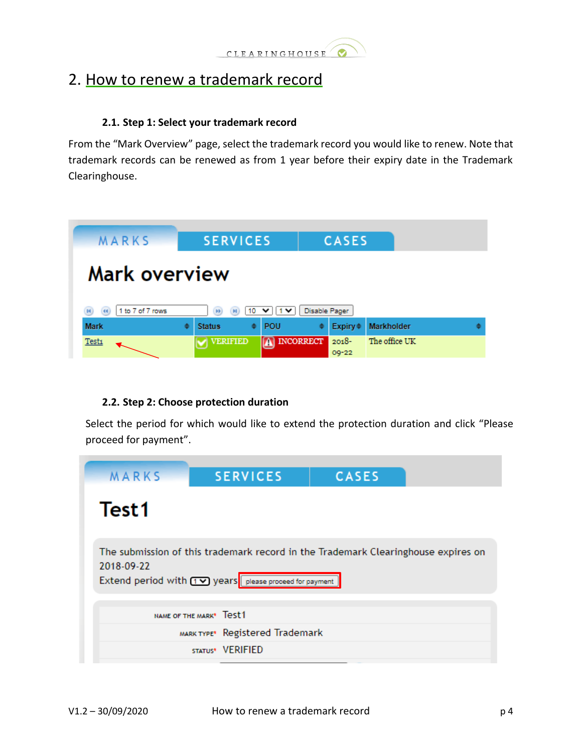# 2. How to renew a trademark record

### 2.1. Step 1: Select your trademark record

From the "Mark Overview" page, select the trademark record you would like to renew. Note that trademark records can be renewed as from 1 year before their expiry date in the Trademark Clearinghouse.

### 2.2. Step 2: Choose protection duration

Select the period for which would like to extend the protection duration and click "Please proceed for payment".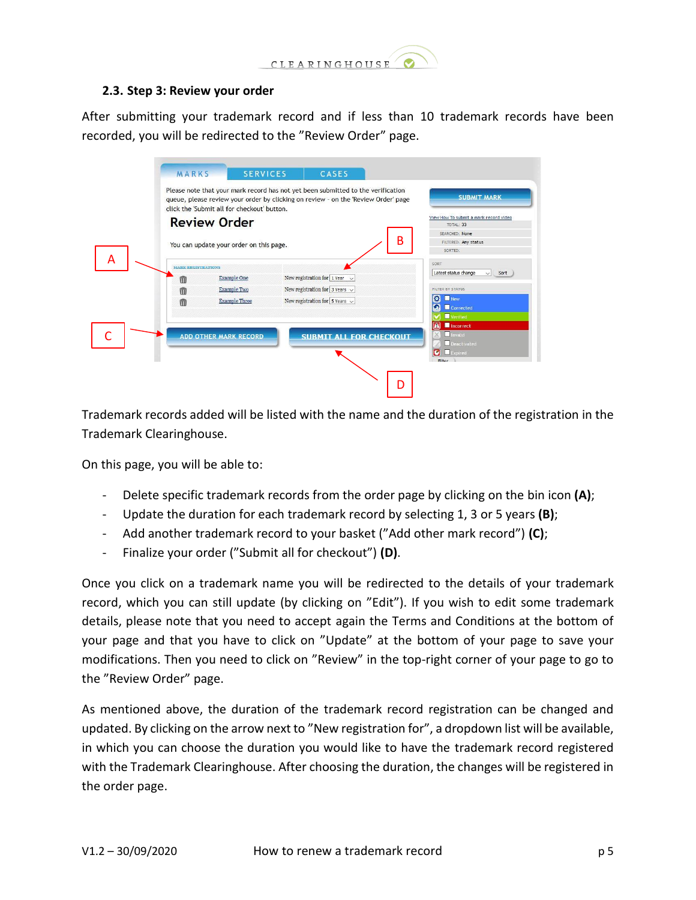## 2.3. Step 3: Review your order

After submitting your trademark record and if less than 10 trademark records have been recorded, you will be redirected to the "Review Order" page.

Trademark records added will be listed with the name and the duration of the registration in the Trademark Clearinghouse.

On this page, you will be able to:

- Delete specific trademark records from the order page by clicking on the bin icon **(A)**;
- Update the duration for each trademark record by selecting 1, 3 or 5 years **(B)**;
- Add another trademark record to your basket ("Add other mark record") **(C)**;
- Finalize your order ("Submit all for checkout") **(D)**.

Once you click on a trademark name you will be redirected to the details of your trademark record, which you can still update (by clicking on "Edit"). If you wish to edit some trademark details, please note that you need to accept again the Terms and Conditions at the bottom of your page and that you have to click on "Update" at the bottom of your page to save your modifications. Then you need to click on "Review" in the top-right corner of your page to go to the "Review Order" page.

As mentioned above, the duration of the trademark record registration can be changed and updated. By clicking on the arrow next to "New registration for", a dropdown list will be available, in which you can choose the duration you would like to have the trademark record registered with the Trademark Clearinghouse. After choosing the duration, the changes will be registered in the order page.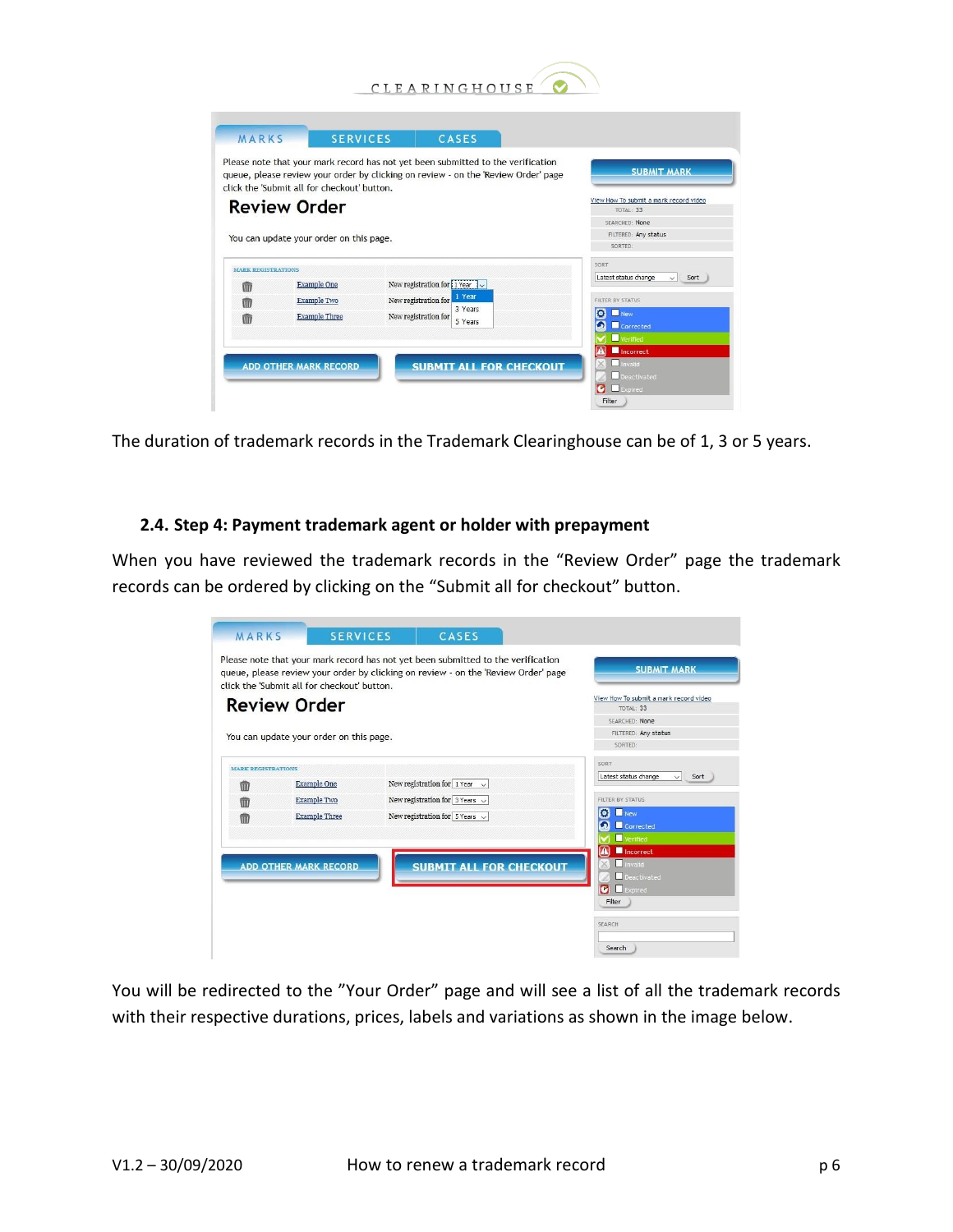The duration of trademark records in the Trademark Clearinghouse can be of 1, 3 or 5 years.

### 2.4. Step 4: Payment trademark agent or holder with prepayment

When you have reviewed the trademark records in the "Review Order" page the trademark records can be ordered by clicking on the "Submit all for checkout" button.

You will be redirected to the "Your Order" page and will see a list of all the trademark records with their respective durations, prices, labels and variations as shown in the image below.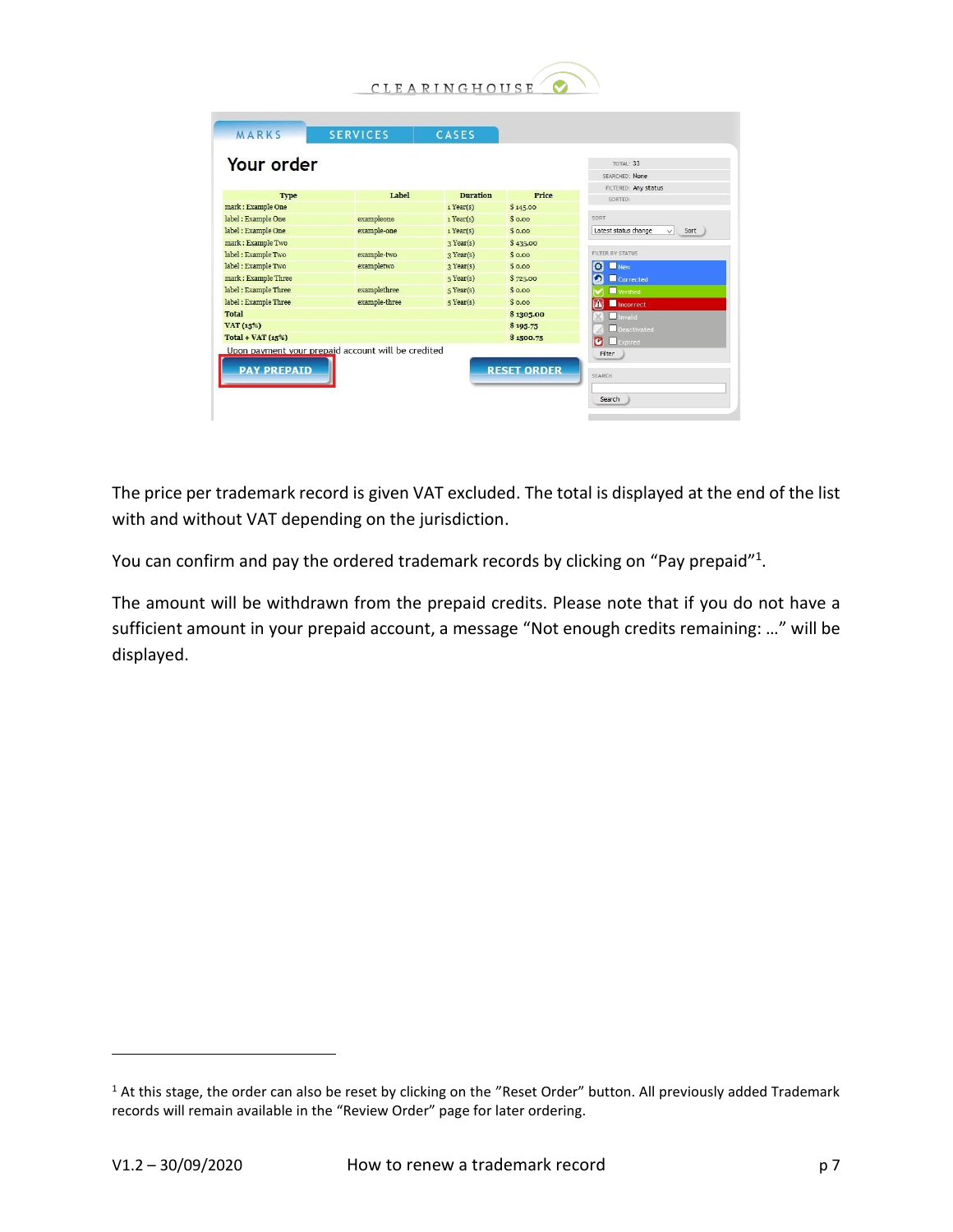The price per trademark record is given VAT excluded. The total is displayed at the end of the list with and without VAT depending on the jurisdiction.

You can confirm and pay the ordered trademark records by clicking on "Pay prepaid"[1].

The amount will be withdrawn from the prepaid credits. Please note that if you do not have a sufficient amount in your prepaid account, a message "Not enough credits remaining: …" will be displayed.

[1] At this stage, the order can also be reset by clicking on the "Reset Order" button. All previously added Trademark records will remain available in the "Review Order" page for later ordering.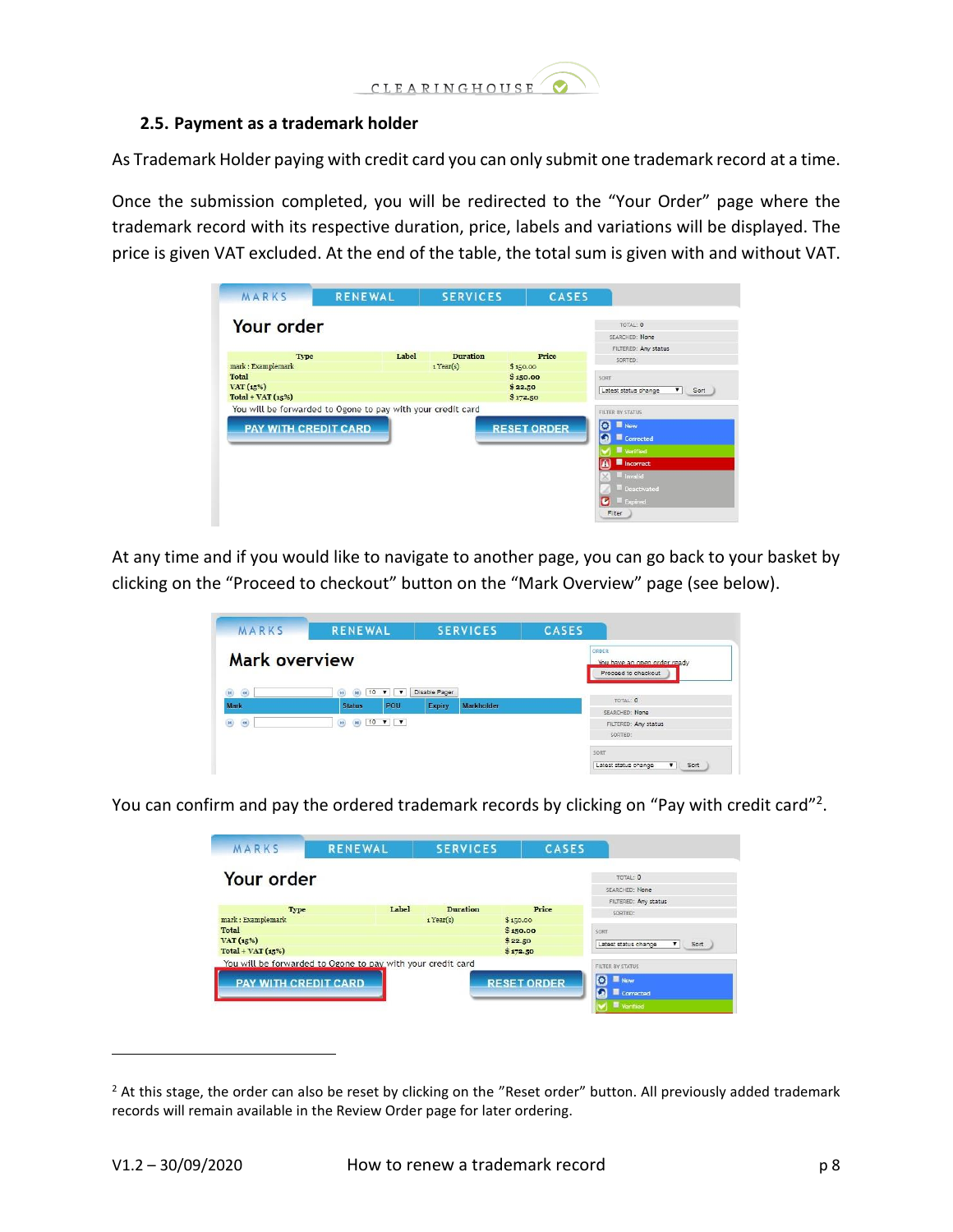### 2.5. Payment as a trademark holder

As Trademark Holder paying with credit card you can only submit one trademark record at a time.

Once the submission completed, you will be redirected to the "Your Order" page where the trademark record with its respective duration, price, labels and variations will be displayed. The price is given VAT excluded. At the end of the table, the total sum is given with and without VAT.

At any time and if you would like to navigate to another page, you can go back to your basket by clicking on the "Proceed to checkout" button on the "Mark Overview" page (see below).

You can confirm and pay the ordered trademark records by clicking on "Pay with credit card"[2].

[2] At this stage, the order can also be reset by clicking on the "Reset order" button. All previously added trademark records will remain available in the Review Order page for later ordering.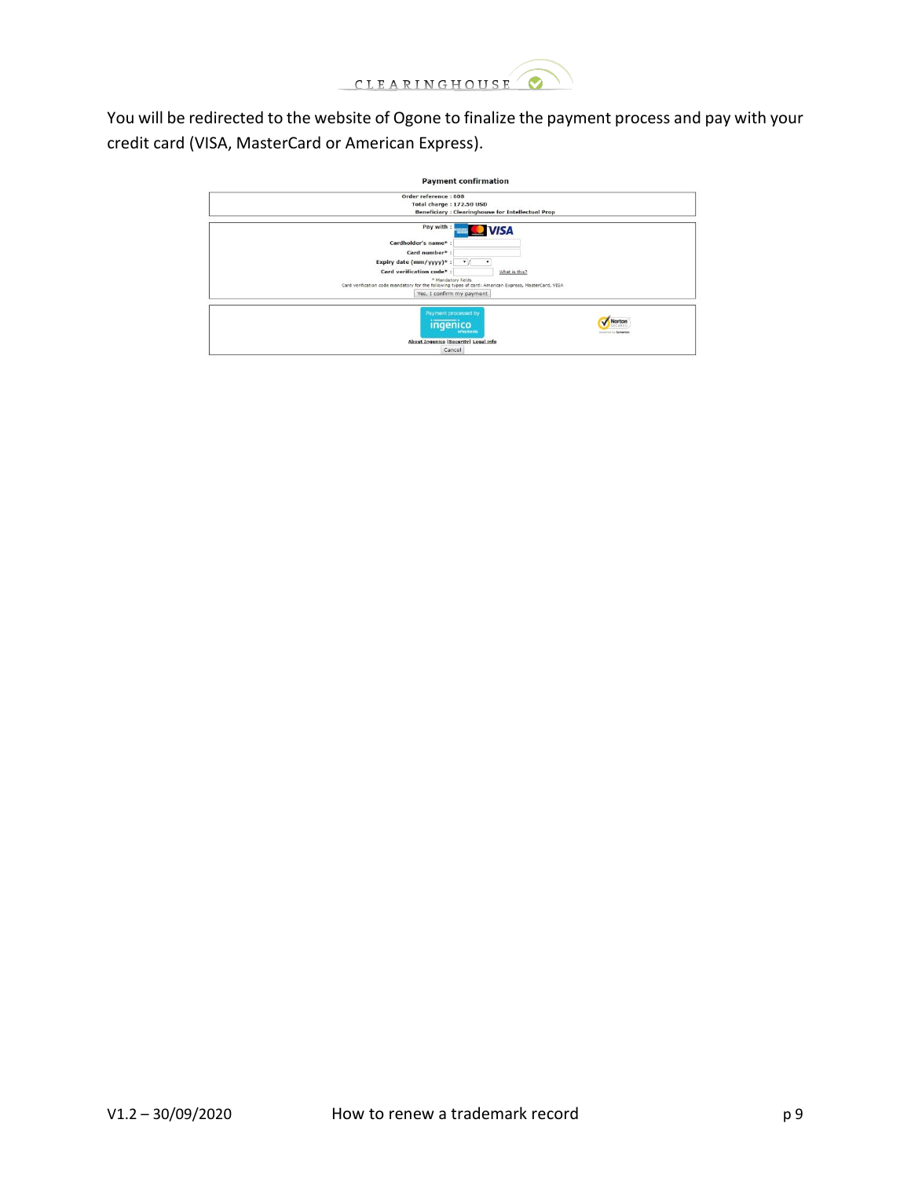You will be redirected to the website of Ogone to finalize the payment process and pay with your credit card (VISA, MasterCard or American Express).

**Payment confirmation**

Order reference : 608
Total charge : 172.50 USD
Beneficiary : Clearinghouse for Intellectual Prop

Pay with : VISA

Cardholder's name* :
Card number* :
Expiry date (mm/yyyy)* :
Card verification code* : What is this?

\* Mandatory fields
Card verification code mandatory for the following types of card: American Express, MasterCard, VISA

Yes, I confirm my payment

Payment processed by ingenico ePayments

Norton SECURED powered by Symantec

About Ingenico | Security | Legal info

Cancel